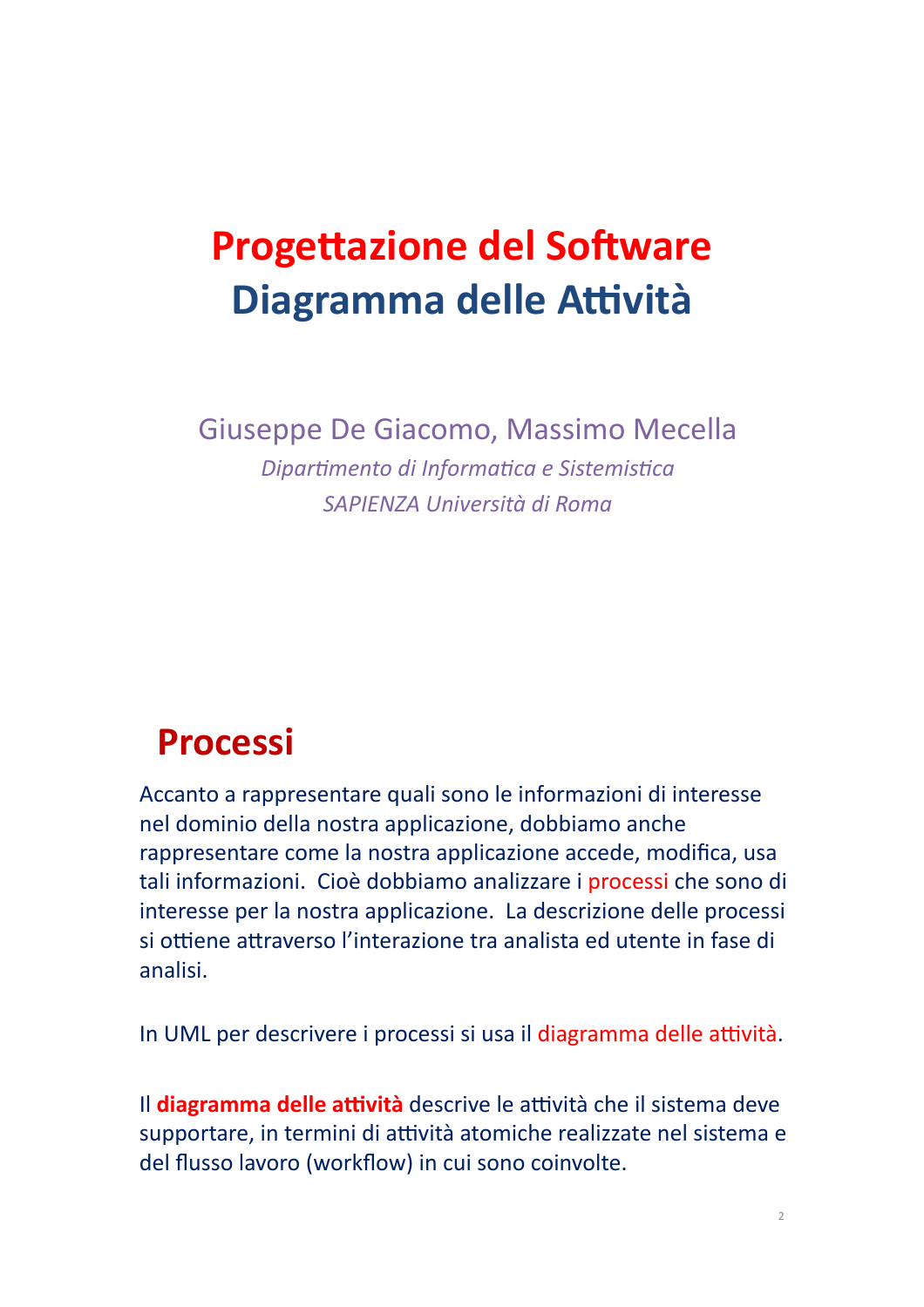# Progettazione del Software
# Diagramma delle Attività

Giuseppe De Giacomo, Massimo Mecella

*Dipartimento di Informatica e Sistemistica*

*SAPIENZA Università di Roma*

## Processi

Accanto a rappresentare quali sono le informazioni di interesse nel dominio della nostra applicazione, dobbiamo anche rappresentare come la nostra applicazione accede, modifica, usa tali informazioni. Cioè dobbiamo analizzare i processi che sono di interesse per la nostra applicazione. La descrizione delle processi si ottiene attraverso l'interazione tra analista ed utente in fase di analisi.

In UML per descrivere i processi si usa il diagramma delle attività.

Il **diagramma delle attività** descrive le attività che il sistema deve supportare, in termini di attività atomiche realizzate nel sistema e del flusso lavoro (workflow) in cui sono coinvolte.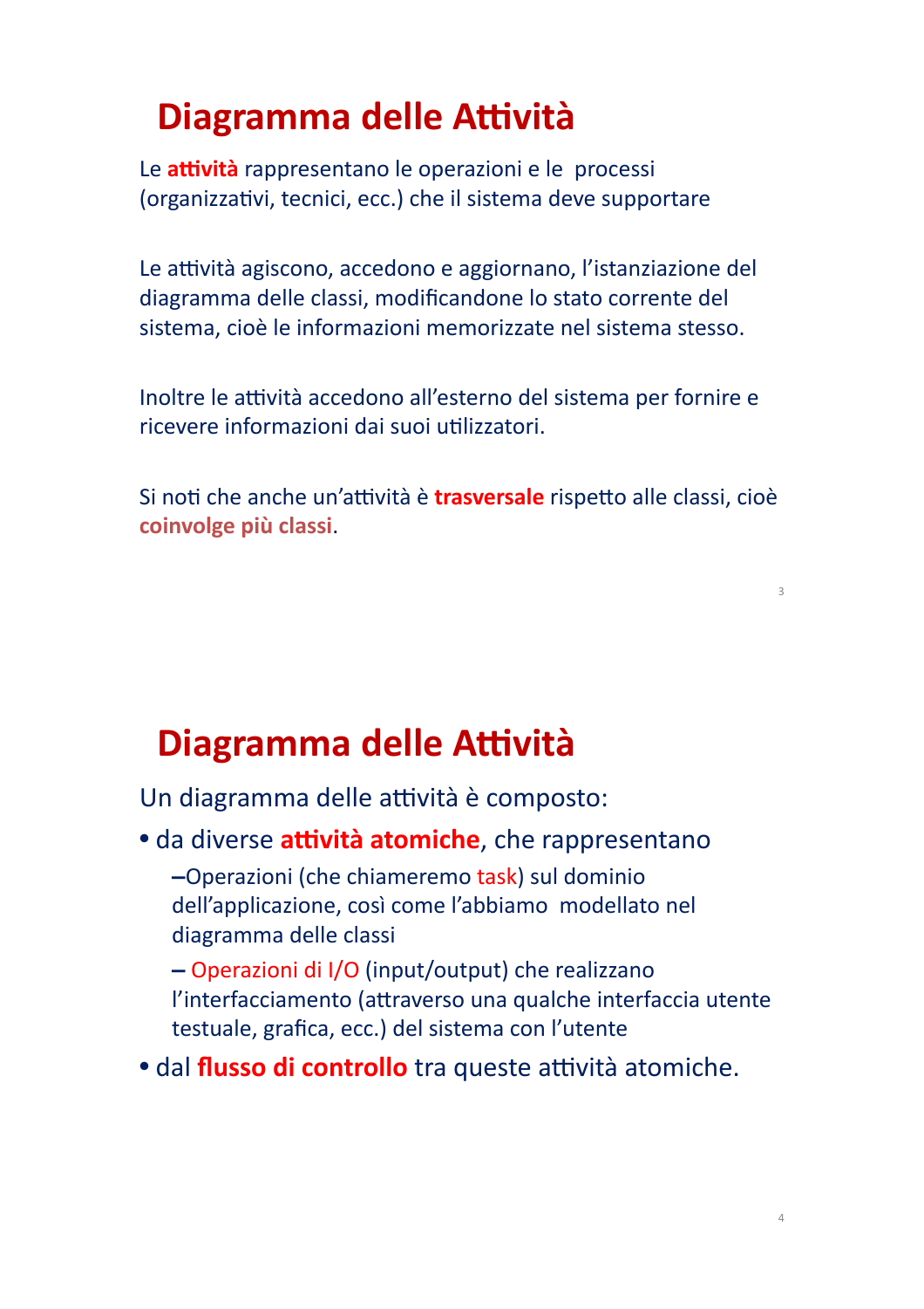# Diagramma delle Attività

Le **attività** rappresentano le operazioni e le processi (organizzativi, tecnici, ecc.) che il sistema deve supportare

Le attività agiscono, accedono e aggiornano, l'istanziazione del diagramma delle classi, modificandone lo stato corrente del sistema, cioè le informazioni memorizzate nel sistema stesso.

Inoltre le attività accedono all'esterno del sistema per fornire e ricevere informazioni dai suoi utilizzatori.

Si noti che anche un'attività è **trasversale** rispetto alle classi, cioè **coinvolge più classi**.

# Diagramma delle Attività

Un diagramma delle attività è composto:

- da diverse **attività atomiche**, che rappresentano
  - Operazioni (che chiameremo task) sul dominio dell'applicazione, così come l'abbiamo modellato nel diagramma delle classi
  - Operazioni di I/O (input/output) che realizzano l'interfacciamento (attraverso una qualche interfaccia utente testuale, grafica, ecc.) del sistema con l'utente
- dal **flusso di controllo** tra queste attività atomiche.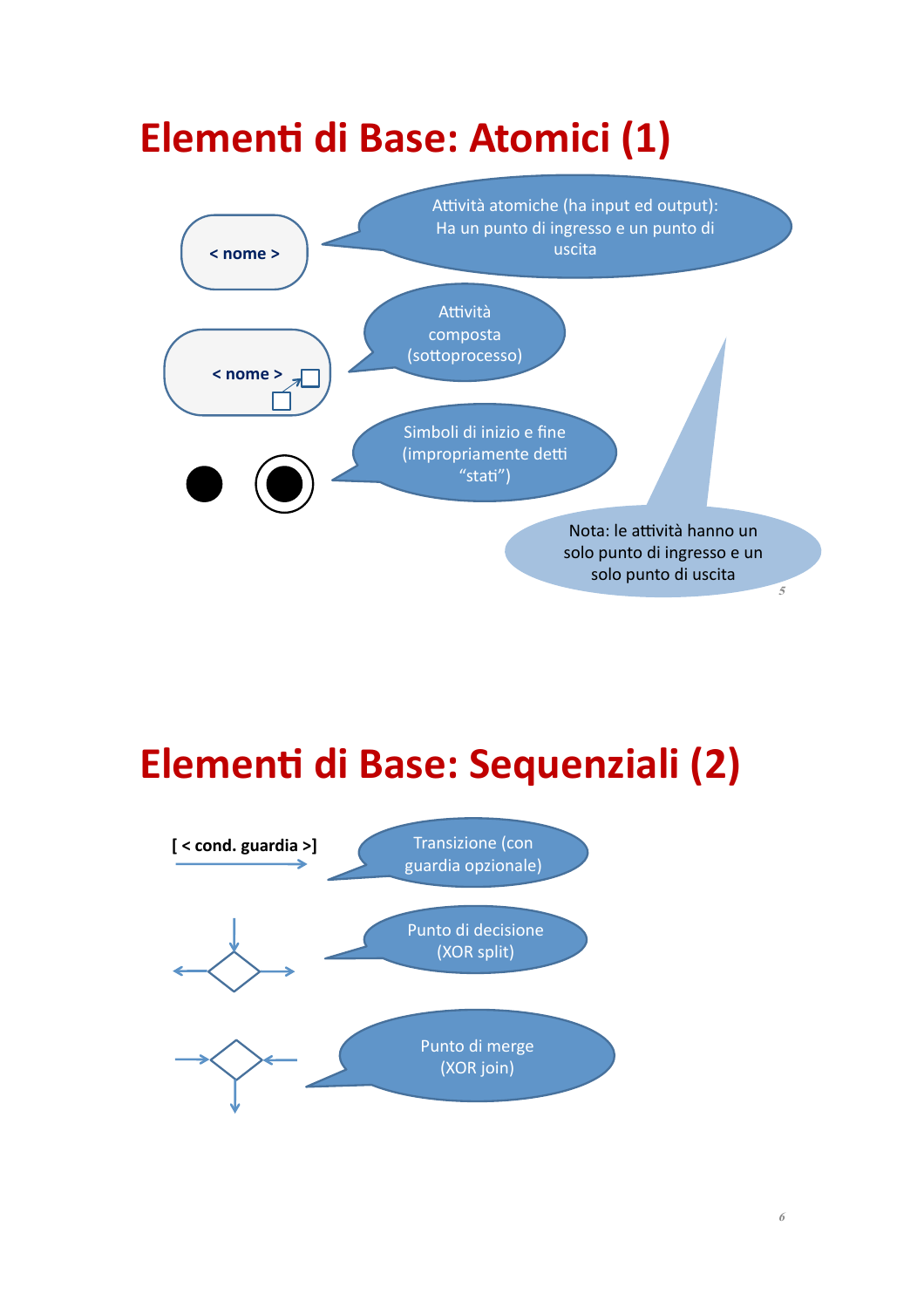# Elementi di Base: Atomici (1)

< nome >

Attività atomiche (ha input ed output): Ha un punto di ingresso e un punto di uscita

< nome >

Attività composta (sottoprocesso)

Simboli di inizio e fine (impropriamente detti "stati")

Nota: le attività hanno un solo punto di ingresso e un solo punto di uscita

# Elementi di Base: Sequenziali (2)

[ < cond. guardia >]

Transizione (con guardia opzionale)

Punto di decisione (XOR split)

Punto di merge (XOR join)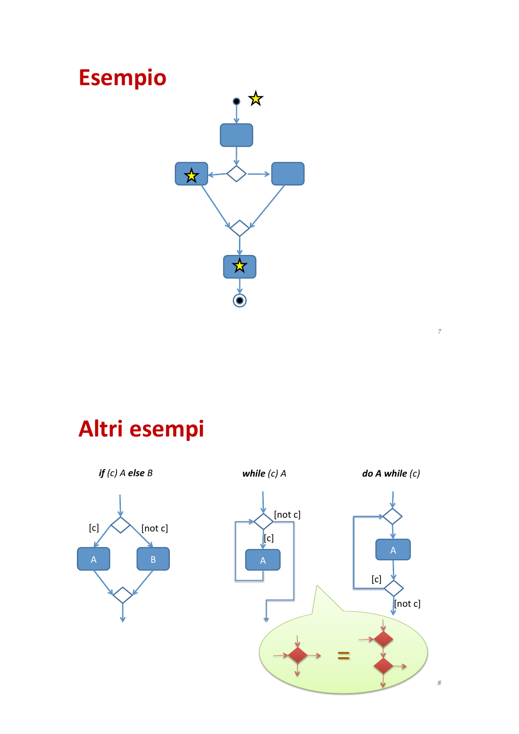# Esempio

# Altri esempi

***if*** *(c) A* ***else*** *B*

[c] [not c]

A B

***while*** *(c) A*

[not c]

[c]

A

***do A while*** *(c)*

A

[c]

[not c]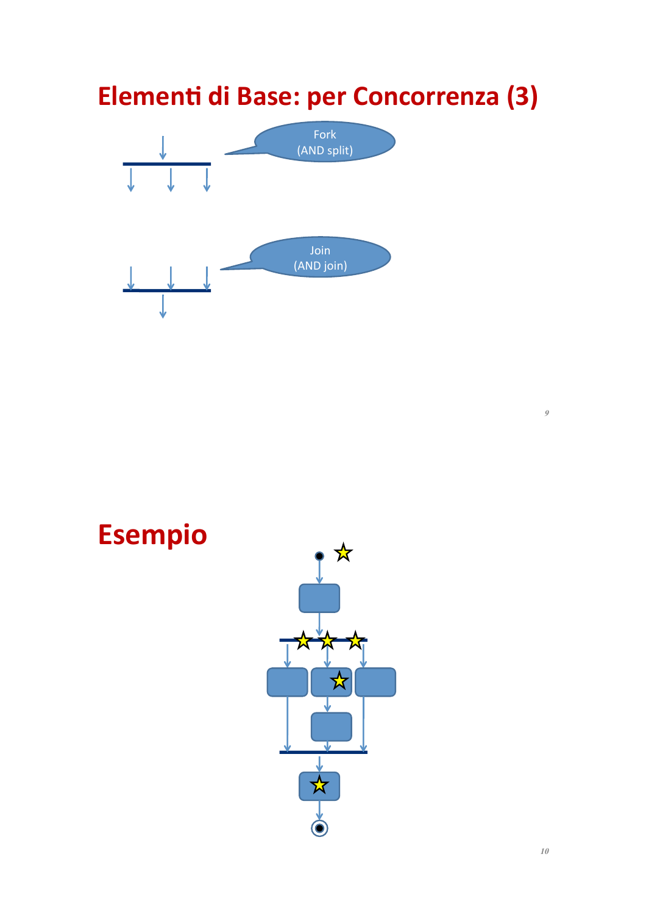# Elementi di Base: per Concorrenza (3)

Fork
(AND split)

Join
(AND join)

# Esempio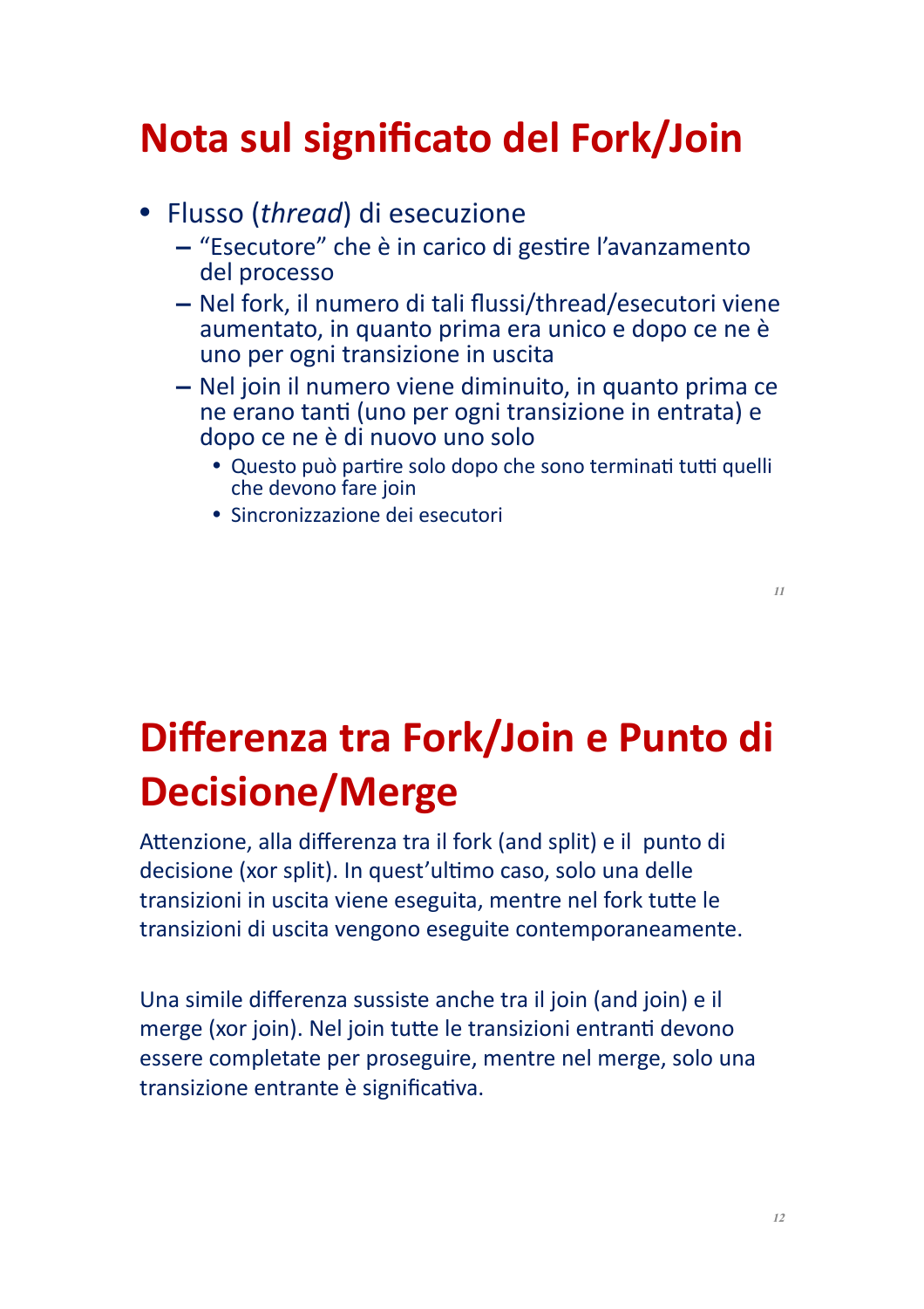# Nota sul significato del Fork/Join

- Flusso (*thread*) di esecuzione
  - "Esecutore" che è in carico di gestire l'avanzamento del processo
  - Nel fork, il numero di tali flussi/thread/esecutori viene aumentato, in quanto prima era unico e dopo ce ne è uno per ogni transizione in uscita
  - Nel join il numero viene diminuito, in quanto prima ce ne erano tanti (uno per ogni transizione in entrata) e dopo ce ne è di nuovo uno solo
    - Questo può partire solo dopo che sono terminati tutti quelli che devono fare join
    - Sincronizzazione dei esecutori

# Differenza tra Fork/Join e Punto di Decisione/Merge

Attenzione, alla differenza tra il fork (and split) e il punto di decisione (xor split). In quest'ultimo caso, solo una delle transizioni in uscita viene eseguita, mentre nel fork tutte le transizioni di uscita vengono eseguite contemporaneamente.

Una simile differenza sussiste anche tra il join (and join) e il merge (xor join). Nel join tutte le transizioni entranti devono essere completate per proseguire, mentre nel merge, solo una transizione entrante è significativa.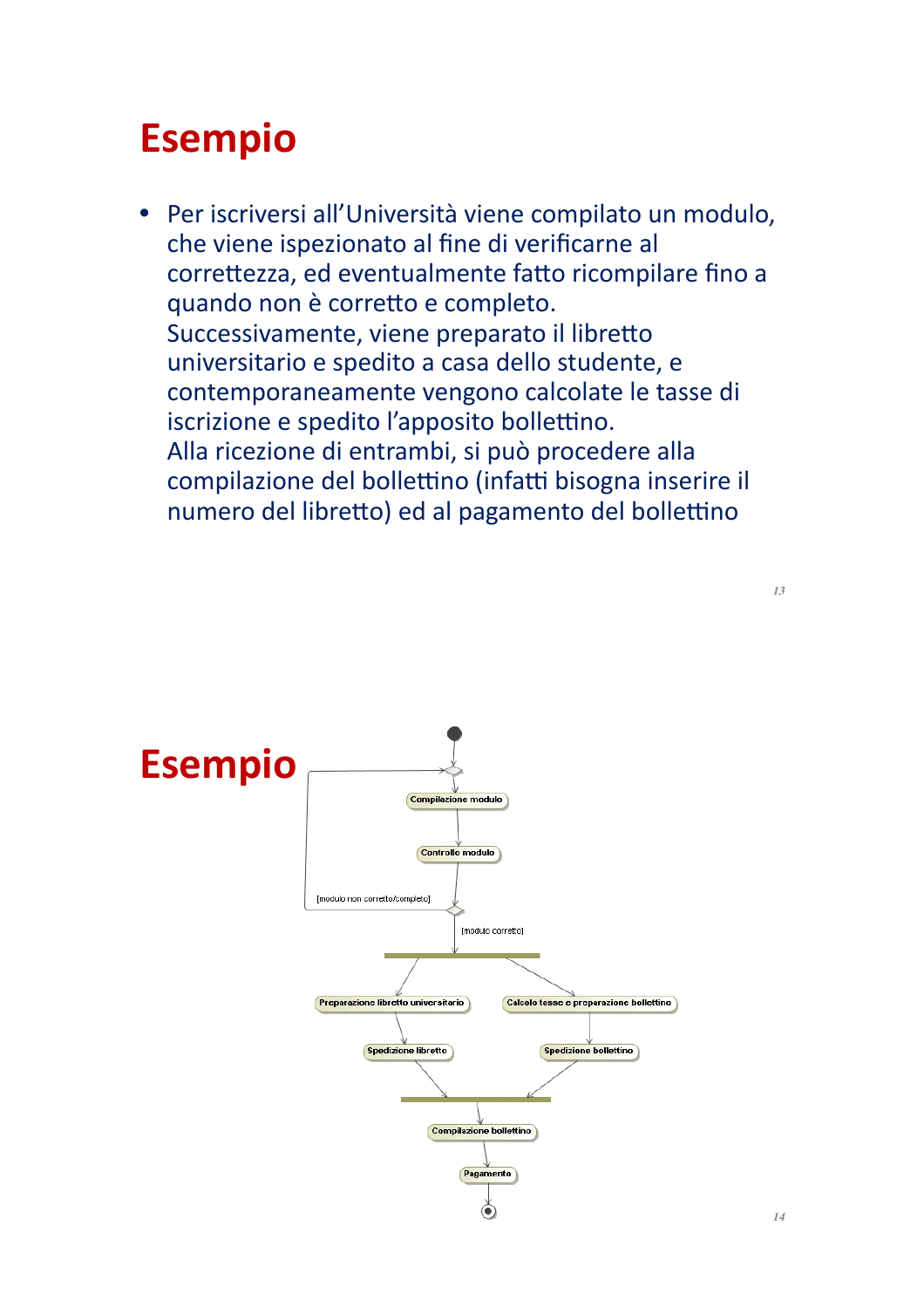# Esempio

- Per iscriversi all'Università viene compilato un modulo, che viene ispezionato al fine di verificarne al correttezza, ed eventualmente fatto ricompilare fino a quando non è corretto e completo. Successivamente, viene preparato il libretto universitario e spedito a casa dello studente, e contemporaneamente vengono calcolate le tasse di iscrizione e spedito l'apposito bollettino. Alla ricezione di entrambi, si può procedere alla compilazione del bollettino (infatti bisogna inserire il numero del libretto) ed al pagamento del bollettino

# Esempio

Compilazione modulo

Controllo modulo

[modulo non corretto/completo]

[modulo corretto]

Preparazione libretto universitario

Calcolo tasse e preparazione bollettino

Spedizione libretto

Spedizione bollettino

Compilazione bollettino

Pagamento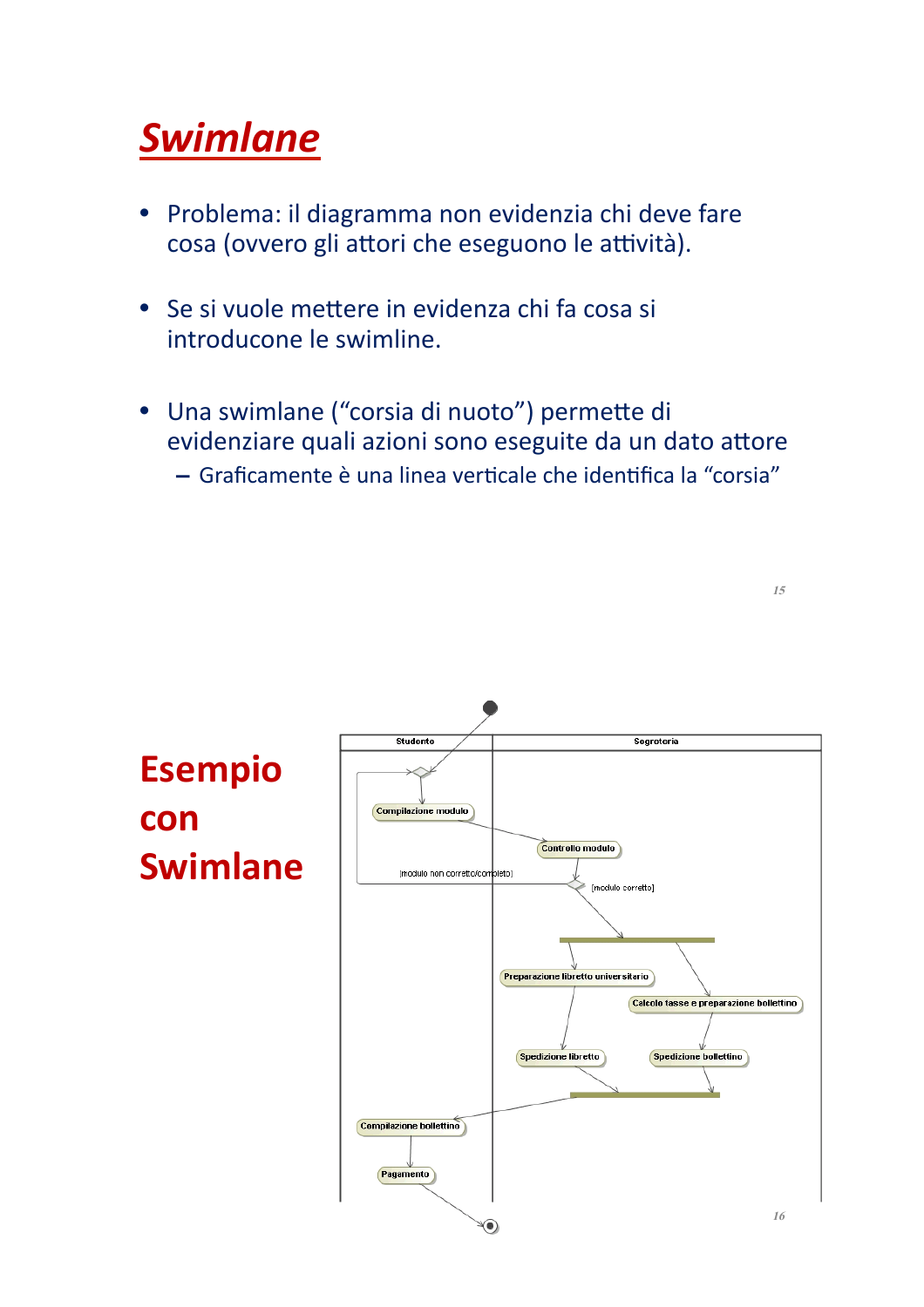# Swimlane

- Problema: il diagramma non evidenzia chi deve fare cosa (ovvero gli attori che eseguono le attività).
- Se si vuole mettere in evidenza chi fa cosa si introducone le swimline.
- Una swimlane ("corsia di nuoto") permette di evidenziare quali azioni sono eseguite da un dato attore
  - Graficamente è una linea verticale che identifica la "corsia"

# Esempio con Swimlane

Studente | Segreteria

Compilazione modulo

Controllo modulo

[modulo non corretto/completo]

[modulo corretto]

Preparazione libretto universitario

Calcolo tasse e preparazione bollettino

Spedizione libretto

Spedizione bollettino

Compilazione bollettino

Pagamento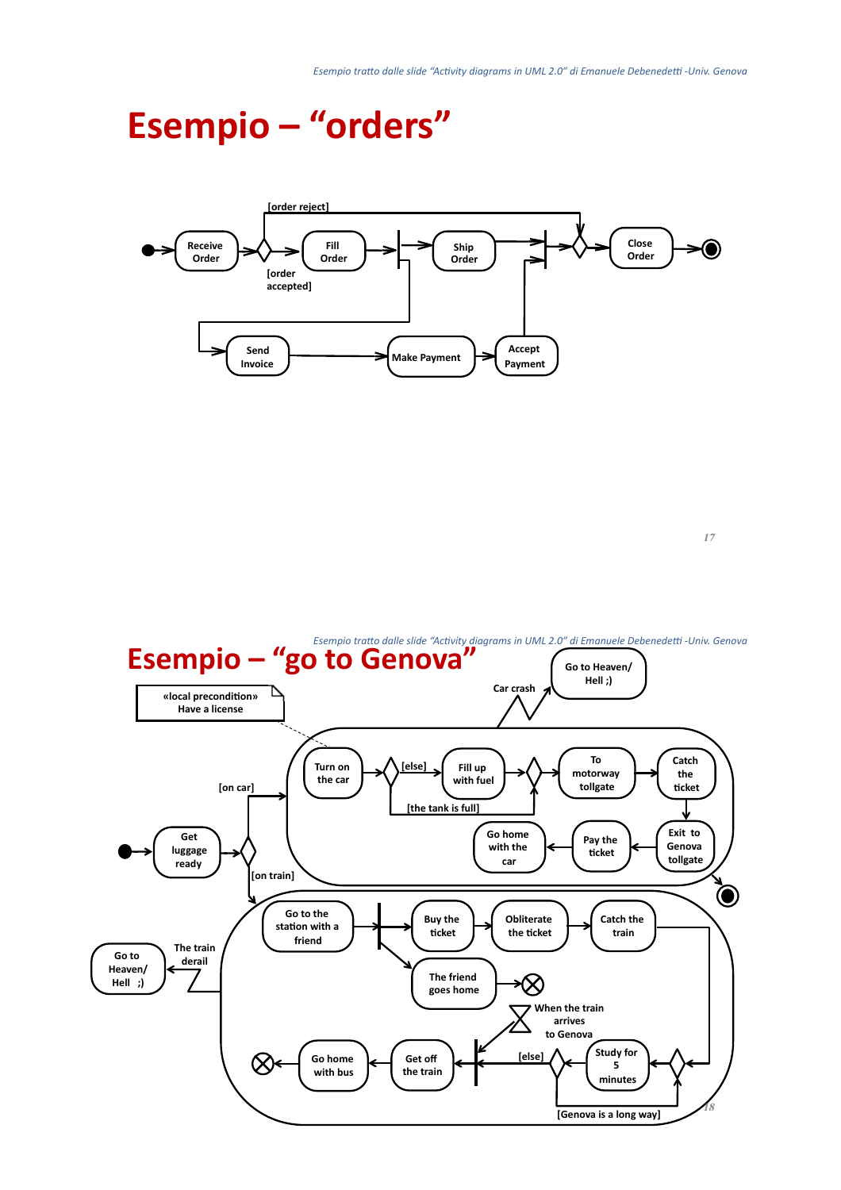*Esempio tratto dalle slide "Activity diagrams in UML 2.0" di Emanuele Debenedetti -Univ. Genova*

# Esempio – "orders"

[order reject]

Receive Order

Fill Order

[order accepted]

Ship Order

Close Order

Send Invoice

Make Payment

Accept Payment

*Esempio tratto dalle slide "Activity diagrams in UML 2.0" di Emanuele Debenedetti -Univ. Genova*

# Esempio – "go to Genova"

«local precondition»
Have a license

Go to Heaven/ Hell ;)

Car crash

[on car]

Get luggage ready

[on train]

Turn on the car

[else]

Fill up with fuel

[the tank is full]

To motorway tollgate

Catch the ticket

Exit to Genova tollgate

Pay the ticket

Go home with the car

Go to the station with a friend

Buy the ticket

Obliterate the ticket

Catch the train

The friend goes home

Go to Heaven/ Hell ;)

The train derail

When the train arrives to Genova

Go home with bus

Get off the train

[else]

Study for 5 minutes

[Genova is a long way]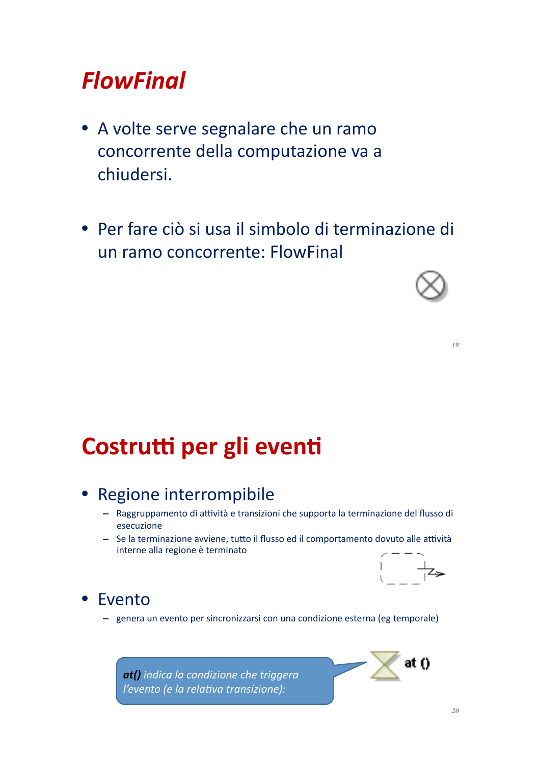# *FlowFinal*

- A volte serve segnalare che un ramo concorrente della computazione va a chiudersi.

- Per fare ciò si usa il simbolo di terminazione di un ramo concorrente: FlowFinal

# Costrutti per gli eventi

- Regione interrompibile
  - Raggruppamento di attività e transizioni che supporta la terminazione del flusso di esecuzione
  - Se la terminazione avviene, tutto il flusso ed il comportamento dovuto alle attività interne alla regione è terminato

- Evento
  - genera un evento per sincronizzarsi con una condizione esterna (eg temporale)

*__at()__ indica la condizione che triggera l'evento (e la relativa transizione):*

at ()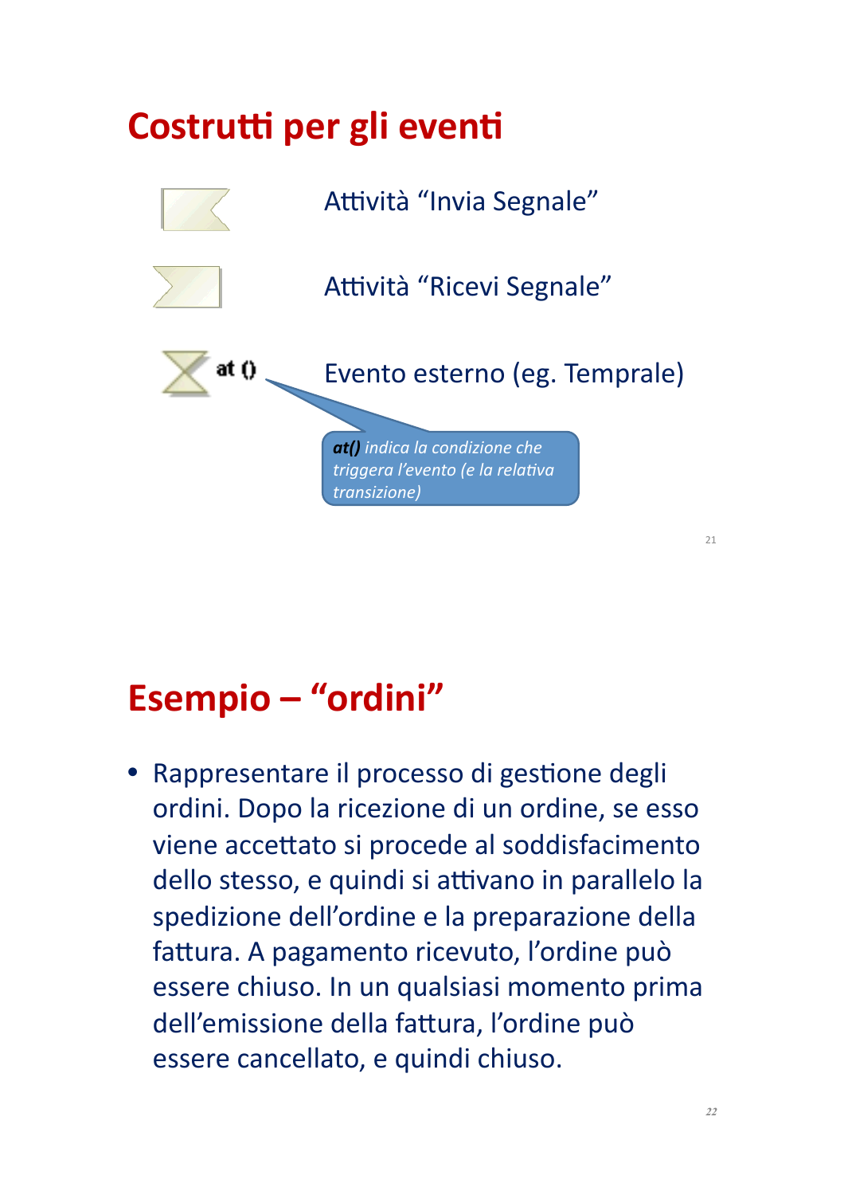# Costrutti per gli eventi

Attività "Invia Segnale"

Attività "Ricevi Segnale"

at ()

Evento esterno (eg. Temprale)

***at()*** *indica la condizione che triggera l'evento (e la relativa transizione)*

# Esempio – "ordini"

- Rappresentare il processo di gestione degli ordini. Dopo la ricezione di un ordine, se esso viene accettato si procede al soddisfacimento dello stesso, e quindi si attivano in parallelo la spedizione dell'ordine e la preparazione della fattura. A pagamento ricevuto, l'ordine può essere chiuso. In un qualsiasi momento prima dell'emissione della fattura, l'ordine può essere cancellato, e quindi chiuso.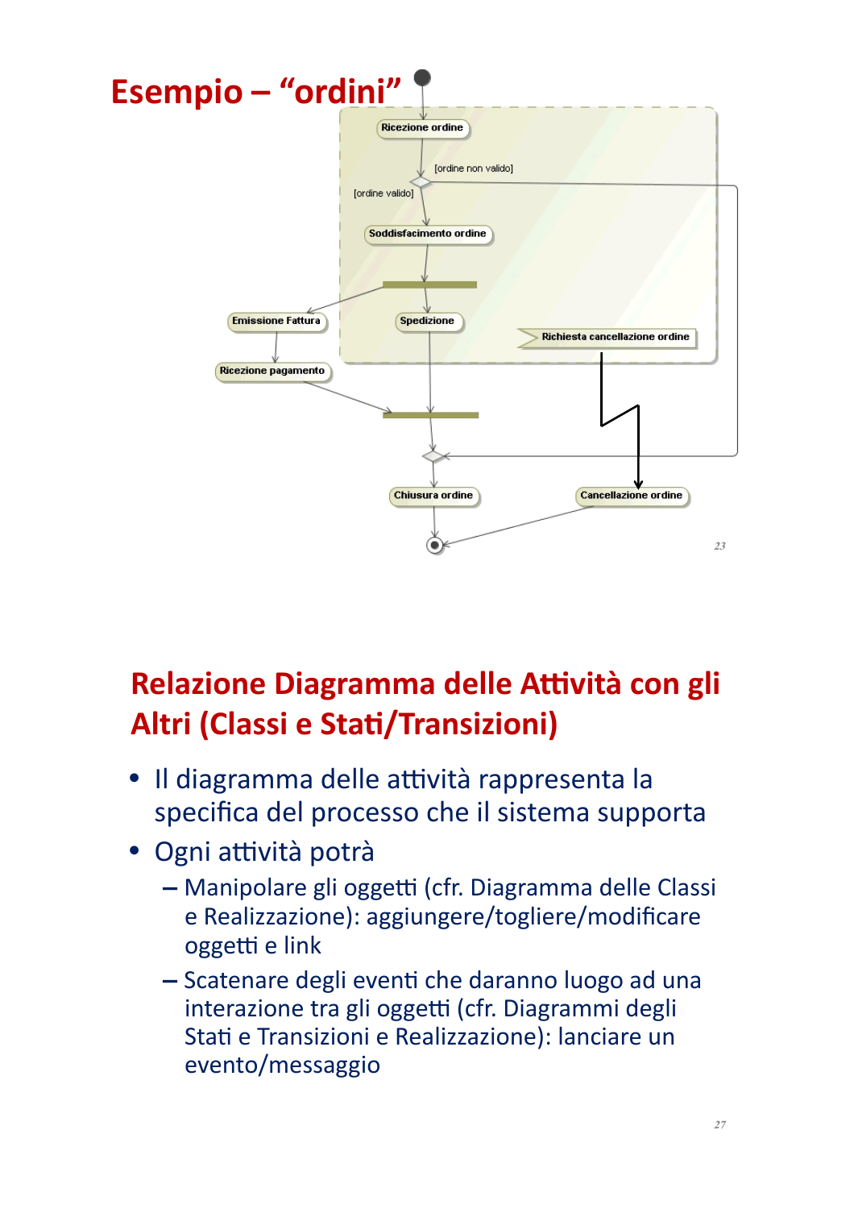# Esempio – “ordini”

Ricezione ordine

[ordine non valido]

[ordine valido]

Soddisfacimento ordine

Emissione Fattura

Spedizione

Richiesta cancellazione ordine

Ricezione pagamento

Chiusura ordine

Cancellazione ordine

# Relazione Diagramma delle Attività con gli Altri (Classi e Stati/Transizioni)

- Il diagramma delle attività rappresenta la specifica del processo che il sistema supporta
- Ogni attività potrà
  - Manipolare gli oggetti (cfr. Diagramma delle Classi e Realizzazione): aggiungere/togliere/modificare oggetti e link
  - Scatenare degli eventi che daranno luogo ad una interazione tra gli oggetti (cfr. Diagrammi degli Stati e Transizioni e Realizzazione): lanciare un evento/messaggio